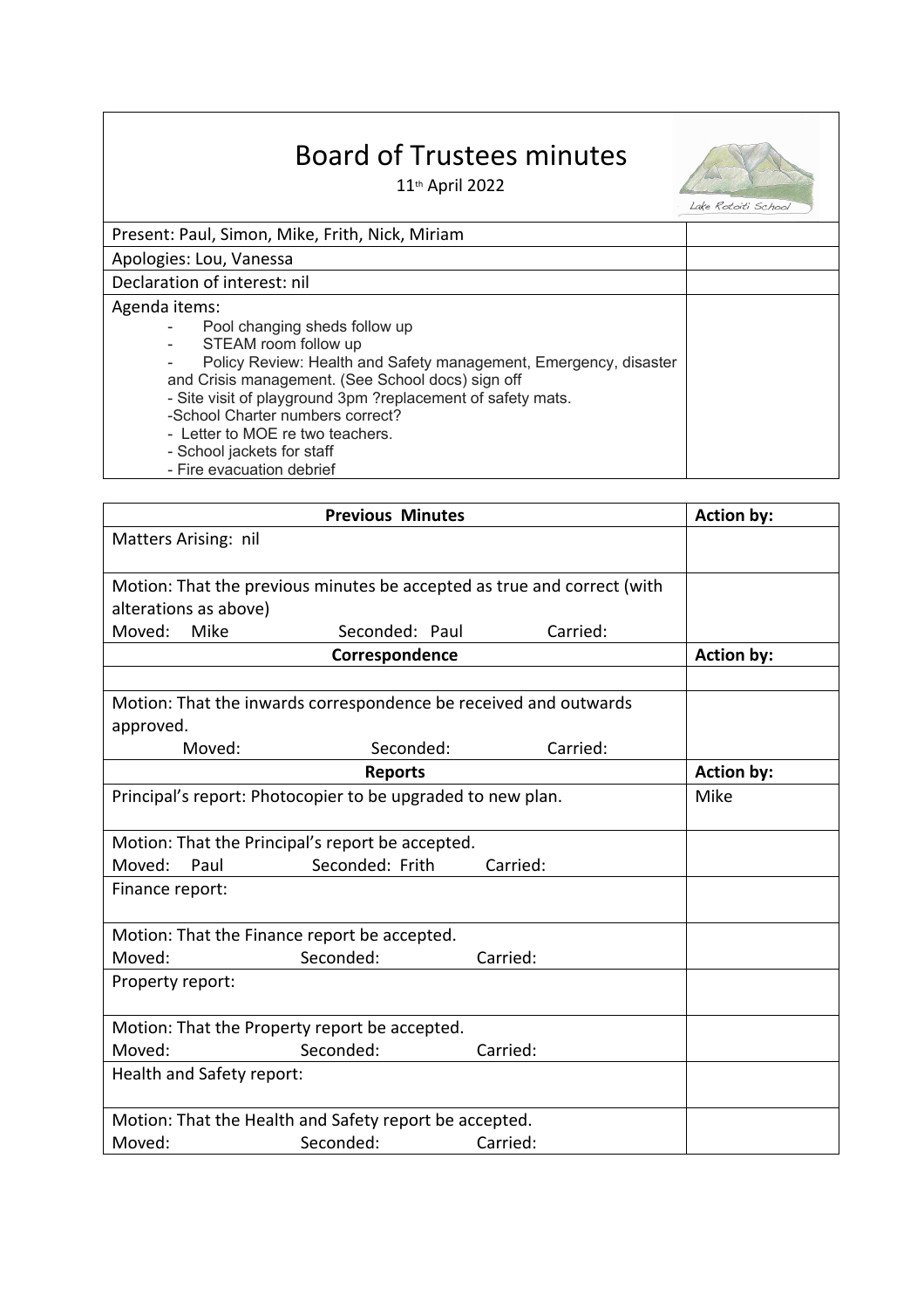# Board of Trustees minutes

11th April 2022

Lake Rotoiti School

| | |
|---|---|
| Present: Paul, Simon, Mike, Frith, Nick, Miriam | |
| Apologies: Lou, Vanessa | |
| Declaration of interest: nil | |
| Agenda items:<br>- Pool changing sheds follow up<br>- STEAM room follow up<br>- Policy Review: Health and Safety management, Emergency, disaster and Crisis management. (See School docs) sign off<br>- Site visit of playground 3pm ?replacement of safety mats.<br>-School Charter numbers correct?<br>- Letter to MOE re two teachers.<br>- School jackets for staff<br>- Fire evacuation debrief | |

| **Previous Minutes** | **Action by:** |
|---|---|
| Matters Arising: nil | |
| Motion: That the previous minutes be accepted as true and correct (with alterations as above)<br>Moved: Mike Seconded: Paul Carried: | |
| **Correspondence** | **Action by:** |
| | |
| Motion: That the inwards correspondence be received and outwards approved.<br>Moved: Seconded: Carried: | |
| **Reports** | **Action by:** |
| Principal's report: Photocopier to be upgraded to new plan. | Mike |
| Motion: That the Principal's report be accepted.<br>Moved: Paul Seconded: Frith Carried: | |
| Finance report: | |
| Motion: That the Finance report be accepted.<br>Moved: Seconded: Carried: | |
| Property report: | |
| Motion: That the Property report be accepted.<br>Moved: Seconded: Carried: | |
| Health and Safety report: | |
| Motion: That the Health and Safety report be accepted.<br>Moved: Seconded: Carried: | |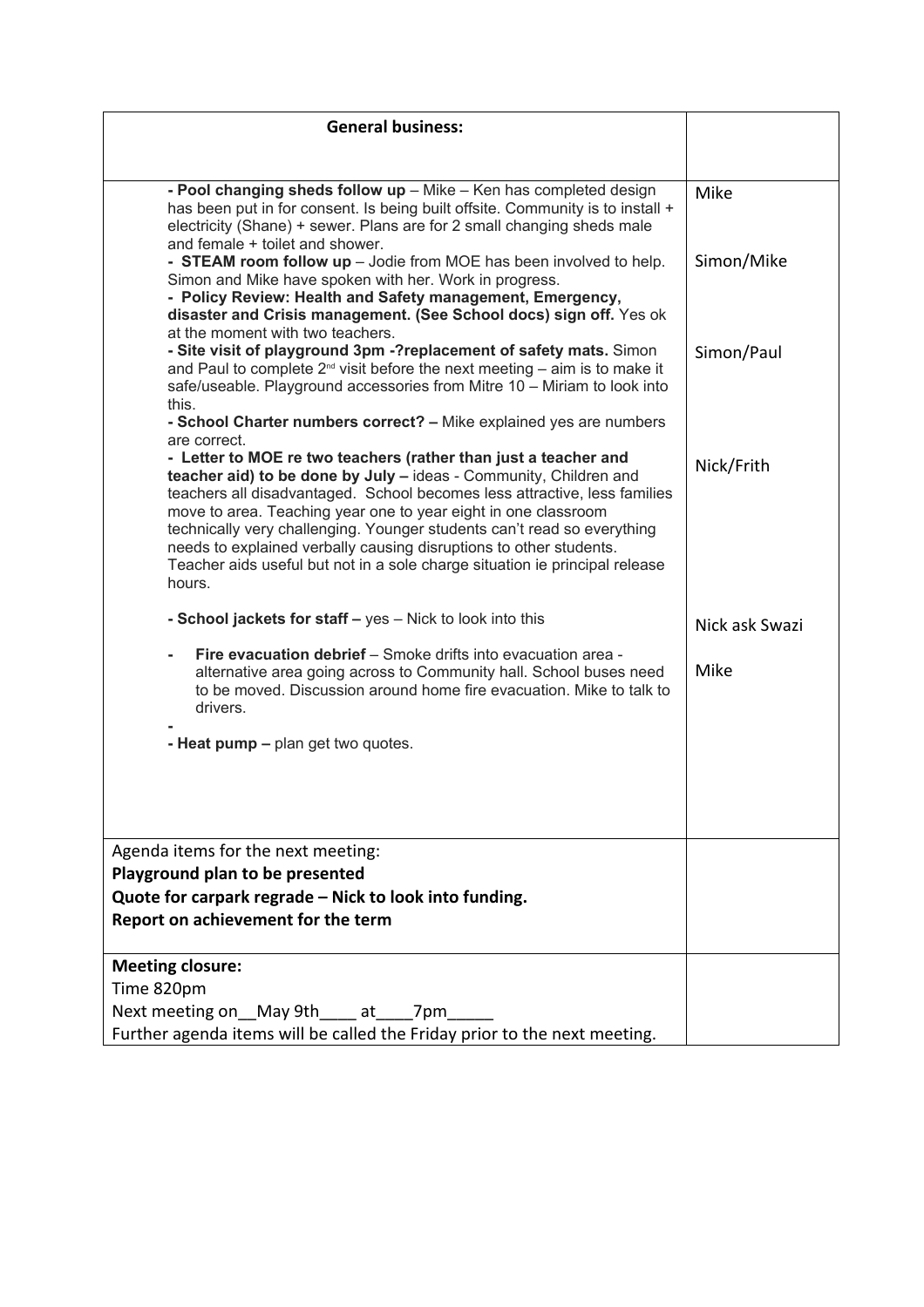| General business: | |
|---|---|
| **- Pool changing sheds follow up** – Mike – Ken has completed design has been put in for consent. Is being built offsite. Community is to install + electricity (Shane) + sewer. Plans are for 2 small changing sheds male and female + toilet and shower. | Mike |
| **- STEAM room follow up** – Jodie from MOE has been involved to help. Simon and Mike have spoken with her. Work in progress. | Simon/Mike |
| **- Policy Review: Health and Safety management, Emergency, disaster and Crisis management. (See School docs) sign off.** Yes ok at the moment with two teachers. | |
| **- Site visit of playground 3pm -?replacement of safety mats.** Simon and Paul to complete 2nd visit before the next meeting – aim is to make it safe/useable. Playground accessories from Mitre 10 – Miriam to look into this. | Simon/Paul |
| **- School Charter numbers correct? –** Mike explained yes are numbers are correct. | |
| **- Letter to MOE re two teachers (rather than just a teacher and teacher aid) to be done by July –** ideas - Community, Children and teachers all disadvantaged. School becomes less attractive, less families move to area. Teaching year one to year eight in one classroom technically very challenging. Younger students can't read so everything needs to explained verbally causing disruptions to other students. Teacher aids useful but not in a sole charge situation ie principal release hours. | Nick/Frith |
| **- School jackets for staff –** yes – Nick to look into this | Nick ask Swazi |
| **- Fire evacuation debrief** – Smoke drifts into evacuation area - alternative area going across to Community hall. School buses need to be moved. Discussion around home fire evacuation. Mike to talk to drivers. | Mike |
| - | |
| **- Heat pump –** plan get two quotes. | |
| Agenda items for the next meeting:<br>**Playground plan to be presented**<br>**Quote for carpark regrade – Nick to look into funding.**<br>**Report on achievement for the term** | |
| **Meeting closure:**<br>Time 820pm<br>Next meeting on\_\_May 9th\_\_\_\_ at\_\_\_\_7pm\_\_\_\_\_<br>Further agenda items will be called the Friday prior to the next meeting. | |